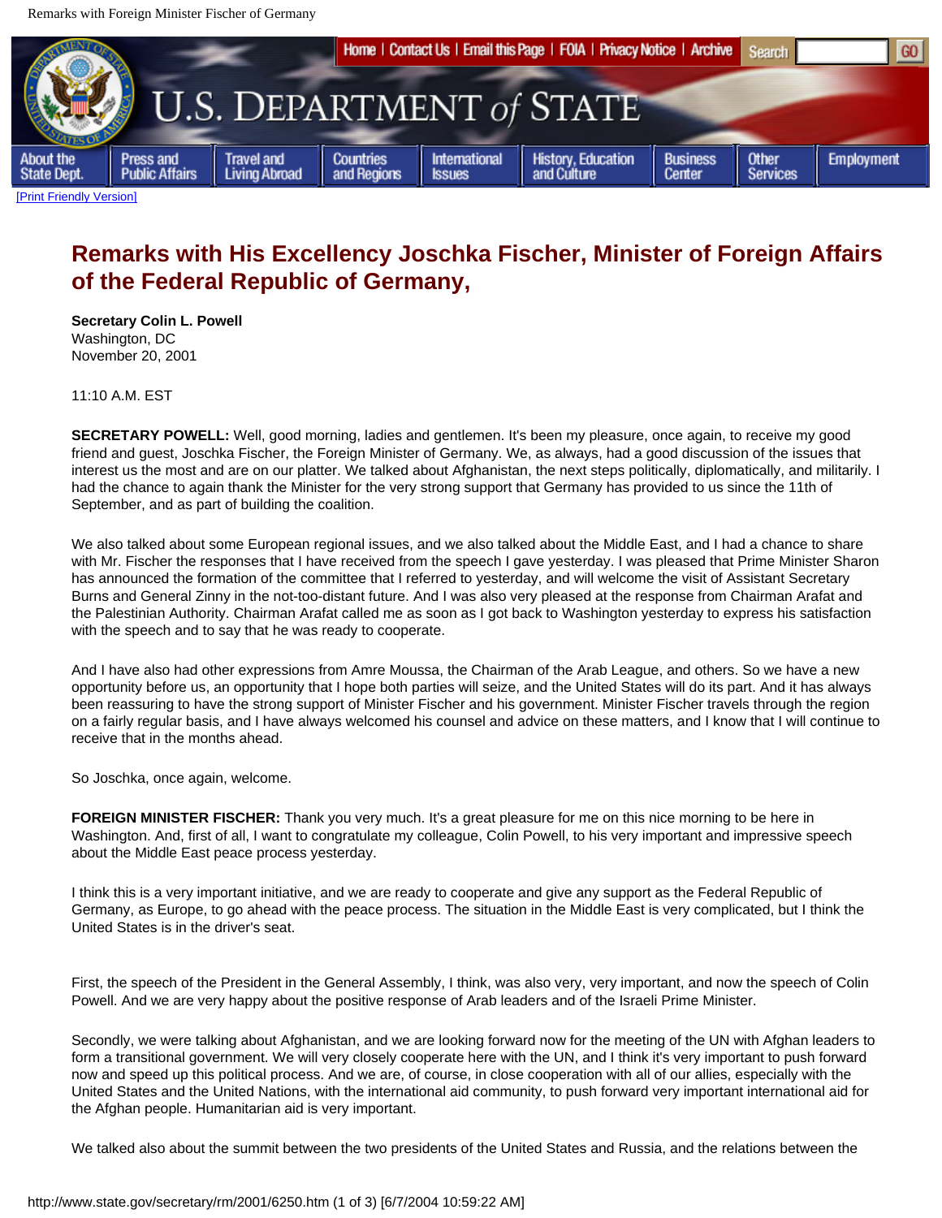# Remarks with His Excellency Joschka Fischer, Minister of Foreign Affairs of the Federal Republic of Germany,

**Secretary Colin L. Powell**
Washington, DC
November 20, 2001

11:10 A.M. EST

**SECRETARY POWELL:** Well, good morning, ladies and gentlemen. It's been my pleasure, once again, to receive my good friend and guest, Joschka Fischer, the Foreign Minister of Germany. We, as always, had a good discussion of the issues that interest us the most and are on our platter. We talked about Afghanistan, the next steps politically, diplomatically, and militarily. I had the chance to again thank the Minister for the very strong support that Germany has provided to us since the 11th of September, and as part of building the coalition.

We also talked about some European regional issues, and we also talked about the Middle East, and I had a chance to share with Mr. Fischer the responses that I have received from the speech I gave yesterday. I was pleased that Prime Minister Sharon has announced the formation of the committee that I referred to yesterday, and will welcome the visit of Assistant Secretary Burns and General Zinny in the not-too-distant future. And I was also very pleased at the response from Chairman Arafat and the Palestinian Authority. Chairman Arafat called me as soon as I got back to Washington yesterday to express his satisfaction with the speech and to say that he was ready to cooperate.

And I have also had other expressions from Amre Moussa, the Chairman of the Arab League, and others. So we have a new opportunity before us, an opportunity that I hope both parties will seize, and the United States will do its part. And it has always been reassuring to have the strong support of Minister Fischer and his government. Minister Fischer travels through the region on a fairly regular basis, and I have always welcomed his counsel and advice on these matters, and I know that I will continue to receive that in the months ahead.

So Joschka, once again, welcome.

**FOREIGN MINISTER FISCHER:** Thank you very much. It's a great pleasure for me on this nice morning to be here in Washington. And, first of all, I want to congratulate my colleague, Colin Powell, to his very important and impressive speech about the Middle East peace process yesterday.

I think this is a very important initiative, and we are ready to cooperate and give any support as the Federal Republic of Germany, as Europe, to go ahead with the peace process. The situation in the Middle East is very complicated, but I think the United States is in the driver's seat.

First, the speech of the President in the General Assembly, I think, was also very, very important, and now the speech of Colin Powell. And we are very happy about the positive response of Arab leaders and of the Israeli Prime Minister.

Secondly, we were talking about Afghanistan, and we are looking forward now for the meeting of the UN with Afghan leaders to form a transitional government. We will very closely cooperate here with the UN, and I think it's very important to push forward now and speed up this political process. And we are, of course, in close cooperation with all of our allies, especially with the United States and the United Nations, with the international aid community, to push forward very important international aid for the Afghan people. Humanitarian aid is very important.

We talked also about the summit between the two presidents of the United States and Russia, and the relations between the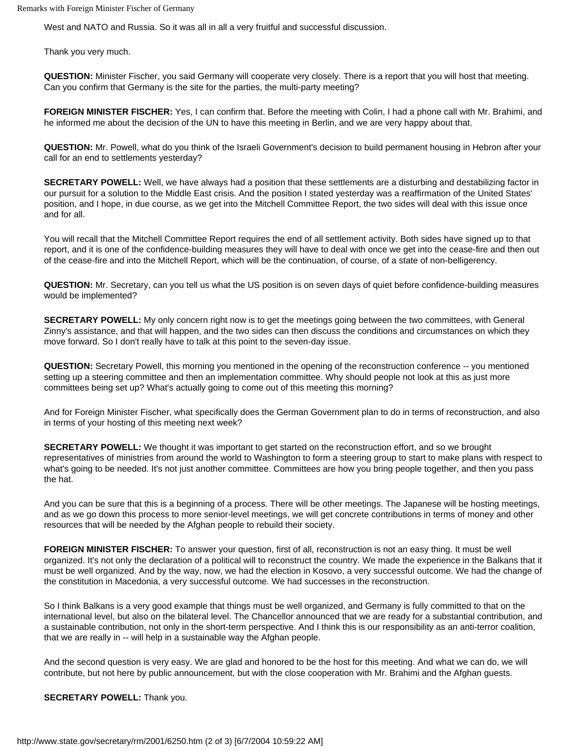West and NATO and Russia. So it was all in all a very fruitful and successful discussion.

Thank you very much.

**QUESTION:** Minister Fischer, you said Germany will cooperate very closely. There is a report that you will host that meeting. Can you confirm that Germany is the site for the parties, the multi-party meeting?

**FOREIGN MINISTER FISCHER:** Yes, I can confirm that. Before the meeting with Colin, I had a phone call with Mr. Brahimi, and he informed me about the decision of the UN to have this meeting in Berlin, and we are very happy about that.

**QUESTION:** Mr. Powell, what do you think of the Israeli Government's decision to build permanent housing in Hebron after your call for an end to settlements yesterday?

**SECRETARY POWELL:** Well, we have always had a position that these settlements are a disturbing and destabilizing factor in our pursuit for a solution to the Middle East crisis. And the position I stated yesterday was a reaffirmation of the United States' position, and I hope, in due course, as we get into the Mitchell Committee Report, the two sides will deal with this issue once and for all.

You will recall that the Mitchell Committee Report requires the end of all settlement activity. Both sides have signed up to that report, and it is one of the confidence-building measures they will have to deal with once we get into the cease-fire and then out of the cease-fire and into the Mitchell Report, which will be the continuation, of course, of a state of non-belligerency.

**QUESTION:** Mr. Secretary, can you tell us what the US position is on seven days of quiet before confidence-building measures would be implemented?

**SECRETARY POWELL:** My only concern right now is to get the meetings going between the two committees, with General Zinny's assistance, and that will happen, and the two sides can then discuss the conditions and circumstances on which they move forward. So I don't really have to talk at this point to the seven-day issue.

**QUESTION:** Secretary Powell, this morning you mentioned in the opening of the reconstruction conference -- you mentioned setting up a steering committee and then an implementation committee. Why should people not look at this as just more committees being set up? What's actually going to come out of this meeting this morning?

And for Foreign Minister Fischer, what specifically does the German Government plan to do in terms of reconstruction, and also in terms of your hosting of this meeting next week?

**SECRETARY POWELL:** We thought it was important to get started on the reconstruction effort, and so we brought representatives of ministries from around the world to Washington to form a steering group to start to make plans with respect to what's going to be needed. It's not just another committee. Committees are how you bring people together, and then you pass the hat.

And you can be sure that this is a beginning of a process. There will be other meetings. The Japanese will be hosting meetings, and as we go down this process to more senior-level meetings, we will get concrete contributions in terms of money and other resources that will be needed by the Afghan people to rebuild their society.

**FOREIGN MINISTER FISCHER:** To answer your question, first of all, reconstruction is not an easy thing. It must be well organized. It's not only the declaration of a political will to reconstruct the country. We made the experience in the Balkans that it must be well organized. And by the way, now, we had the election in Kosovo, a very successful outcome. We had the change of the constitution in Macedonia, a very successful outcome. We had successes in the reconstruction.

So I think Balkans is a very good example that things must be well organized, and Germany is fully committed to that on the international level, but also on the bilateral level. The Chancellor announced that we are ready for a substantial contribution, and a sustainable contribution, not only in the short-term perspective. And I think this is our responsibility as an anti-terror coalition, that we are really in -- will help in a sustainable way the Afghan people.

And the second question is very easy. We are glad and honored to be the host for this meeting. And what we can do, we will contribute, but not here by public announcement, but with the close cooperation with Mr. Brahimi and the Afghan guests.

**SECRETARY POWELL:** Thank you.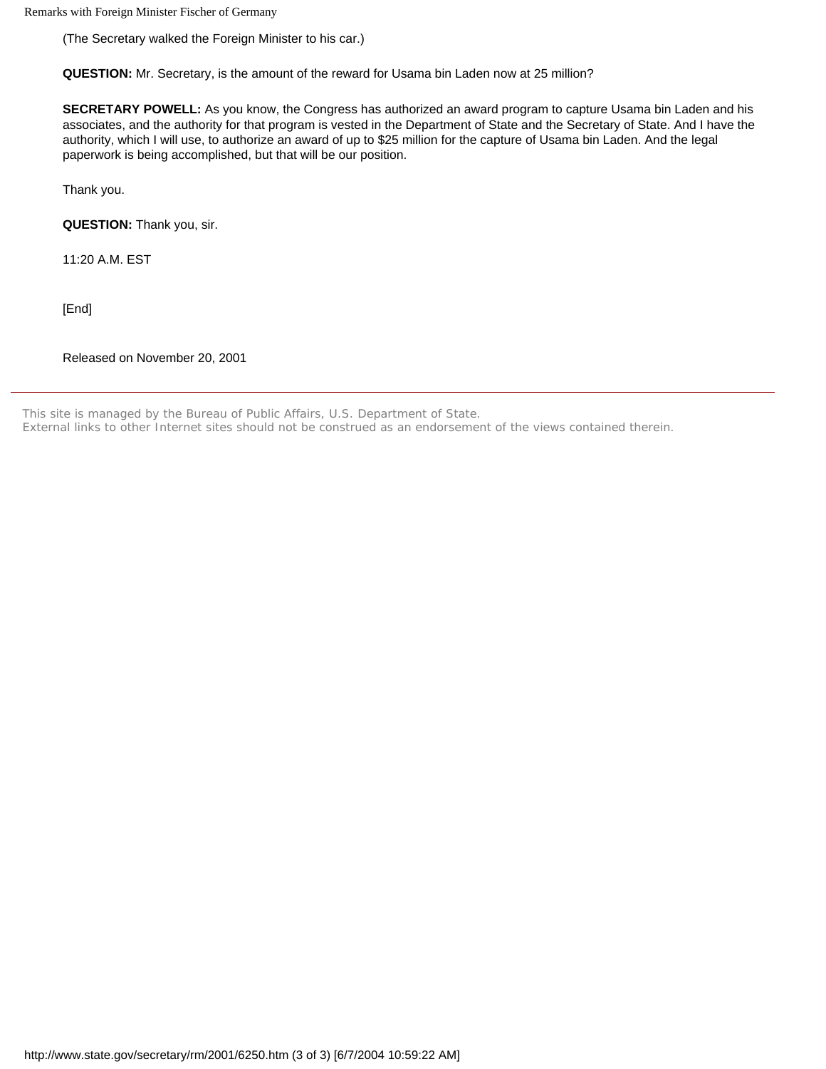(The Secretary walked the Foreign Minister to his car.)

**QUESTION:** Mr. Secretary, is the amount of the reward for Usama bin Laden now at 25 million?

**SECRETARY POWELL:** As you know, the Congress has authorized an award program to capture Usama bin Laden and his associates, and the authority for that program is vested in the Department of State and the Secretary of State. And I have the authority, which I will use, to authorize an award of up to $25 million for the capture of Usama bin Laden. And the legal paperwork is being accomplished, but that will be our position.

Thank you.

**QUESTION:** Thank you, sir.

11:20 A.M. EST

[End]

Released on November 20, 2001

---

This site is managed by the Bureau of Public Affairs, U.S. Department of State.
External links to other Internet sites should not be construed as an endorsement of the views contained therein.